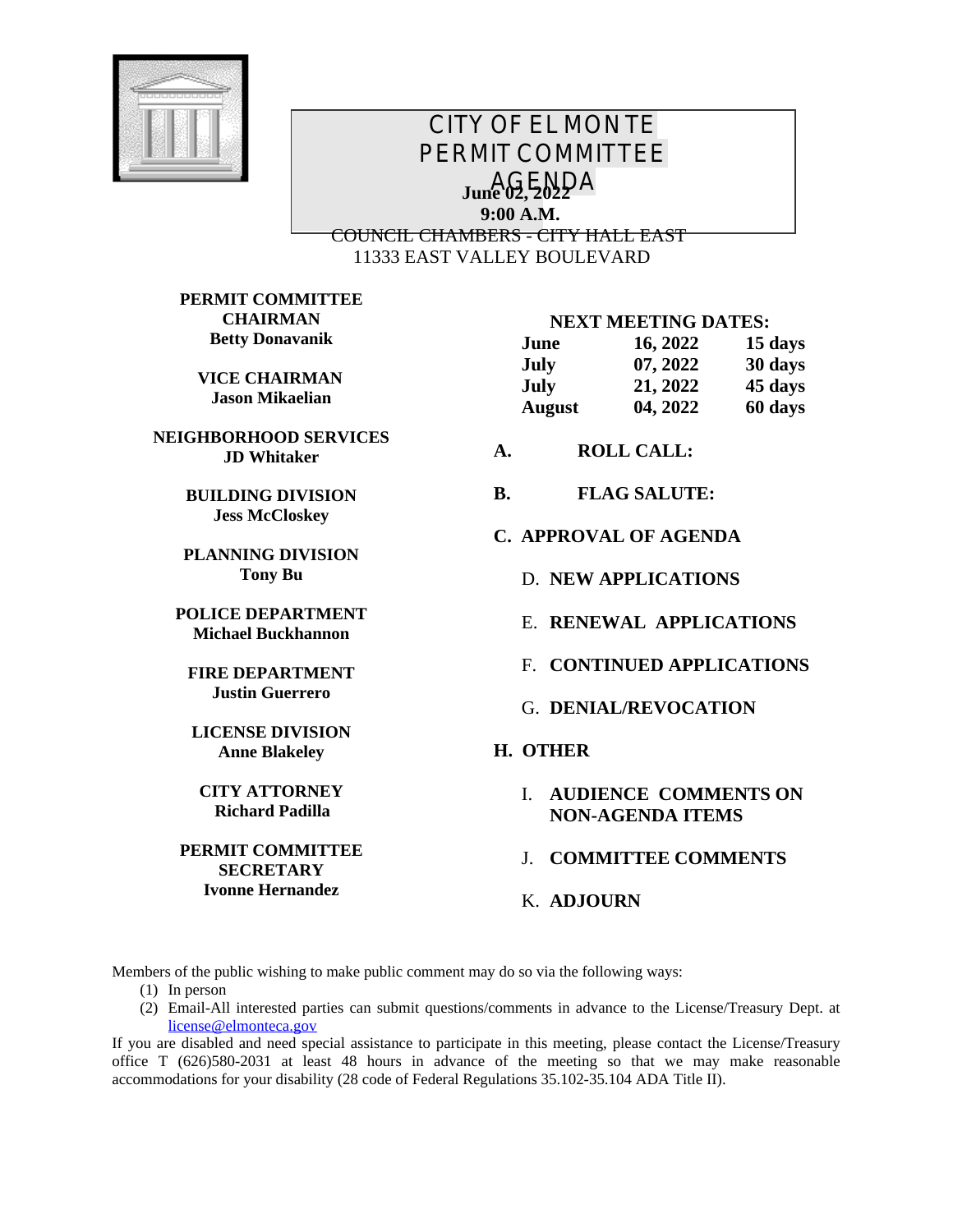# CITY OF EL MONTE
# PERMIT COMMITTEE
# AGENDA

**June 02, 2022**
**9:00 A.M.**

COUNCIL CHAMBERS - CITY HALL EAST
11333 EAST VALLEY BOULEVARD

**PERMIT COMMITTEE CHAIRMAN**
**Betty Donavanik**

**VICE CHAIRMAN**
**Jason Mikaelian**

**NEIGHBORHOOD SERVICES**
**JD Whitaker**

**BUILDING DIVISION**
**Jess McCloskey**

**PLANNING DIVISION**
**Tony Bu**

**POLICE DEPARTMENT**
**Michael Buckhannon**

**FIRE DEPARTMENT**
**Justin Guerrero**

**LICENSE DIVISION**
**Anne Blakeley**

**CITY ATTORNEY**
**Richard Padilla**

**PERMIT COMMITTEE SECRETARY**
**Ivonne Hernandez**

**NEXT MEETING DATES:**

| | | |
|---|---|---|
| **June** | **16, 2022** | **15 days** |
| **July** | **07, 2022** | **30 days** |
| **July** | **21, 2022** | **45 days** |
| **August** | **04, 2022** | **60 days** |

**A. ROLL CALL:**

**B. FLAG SALUTE:**

**C. APPROVAL OF AGENDA**

D. **NEW APPLICATIONS**

E. **RENEWAL APPLICATIONS**

F. **CONTINUED APPLICATIONS**

G. **DENIAL/REVOCATION**

**H. OTHER**

I. **AUDIENCE COMMENTS ON NON-AGENDA ITEMS**

J. **COMMITTEE COMMENTS**

K. **ADJOURN**

Members of the public wishing to make public comment may do so via the following ways:

(1) In person
(2) Email-All interested parties can submit questions/comments in advance to the License/Treasury Dept. at license@elmonteca.gov

If you are disabled and need special assistance to participate in this meeting, please contact the License/Treasury office T (626)580-2031 at least 48 hours in advance of the meeting so that we may make reasonable accommodations for your disability (28 code of Federal Regulations 35.102-35.104 ADA Title II).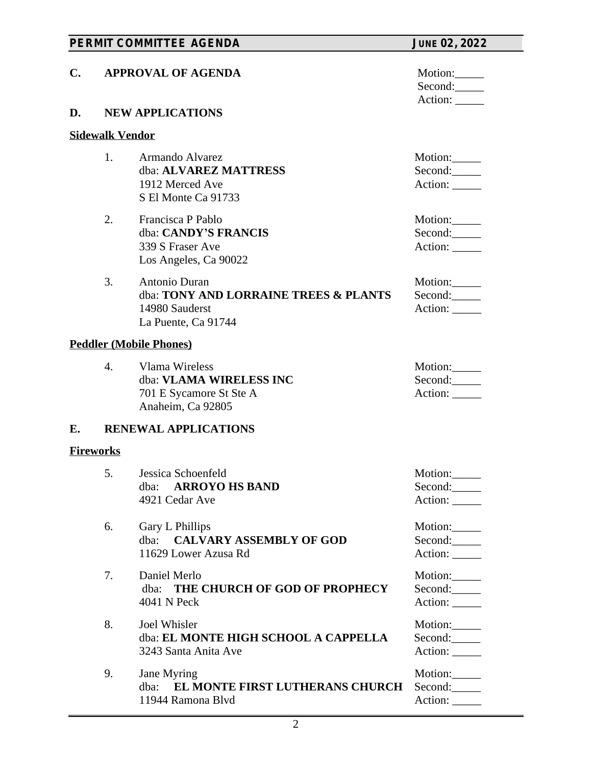**C. APPROVAL OF AGENDA**

Motion:_____
Second:_____
Action: _____

**D. NEW APPLICATIONS**

**Sidewalk Vendor**

1. Armando Alvarez
   dba: **ALVAREZ MATTRESS**
   1912 Merced Ave
   S El Monte Ca 91733

   Motion:_____
   Second:_____
   Action: _____

2. Francisca P Pablo
   dba: **CANDY'S FRANCIS**
   339 S Fraser Ave
   Los Angeles, Ca 90022

   Motion:_____
   Second:_____
   Action: _____

3. Antonio Duran
   dba: **TONY AND LORRAINE TREES & PLANTS**
   14980 Sauderst
   La Puente, Ca 91744

   Motion:_____
   Second:_____
   Action: _____

**Peddler (Mobile Phones)**

4. Vlama Wireless
   dba: **VLAMA WIRELESS INC**
   701 E Sycamore St Ste A
   Anaheim, Ca 92805

   Motion:_____
   Second:_____
   Action: _____

**E. RENEWAL APPLICATIONS**

**Fireworks**

5. Jessica Schoenfeld
   dba: **ARROYO HS BAND**
   4921 Cedar Ave

   Motion:_____
   Second:_____
   Action: _____

6. Gary L Phillips
   dba: **CALVARY ASSEMBLY OF GOD**
   11629 Lower Azusa Rd

   Motion:_____
   Second:_____
   Action: _____

7. Daniel Merlo
   dba: **THE CHURCH OF GOD OF PROPHECY**
   4041 N Peck

   Motion:_____
   Second:_____
   Action: _____

8. Joel Whisler
   dba: **EL MONTE HIGH SCHOOL A CAPPELLA**
   3243 Santa Anita Ave

   Motion:_____
   Second:_____
   Action: _____

9. Jane Myring
   dba: **EL MONTE FIRST LUTHERANS CHURCH**
   11944 Ramona Blvd

   Motion:_____
   Second:_____
   Action: _____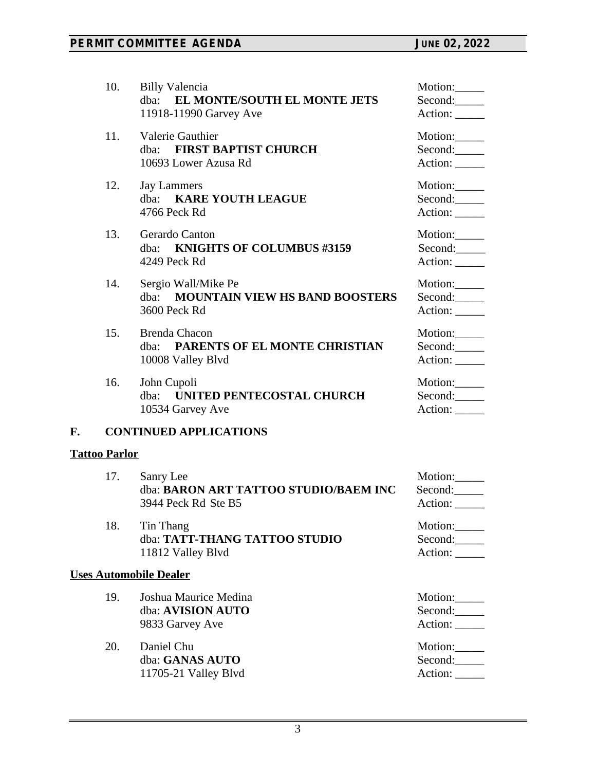10. Billy Valencia
    dba: **EL MONTE/SOUTH EL MONTE JETS**
    11918-11990 Garvey Ave

    Motion:_____
    Second:_____
    Action: _____

11. Valerie Gauthier
    dba: **FIRST BAPTIST CHURCH**
    10693 Lower Azusa Rd

    Motion:_____
    Second:_____
    Action: _____

12. Jay Lammers
    dba: **KARE YOUTH LEAGUE**
    4766 Peck Rd

    Motion:_____
    Second:_____
    Action: _____

13. Gerardo Canton
    dba: **KNIGHTS OF COLUMBUS #3159**
    4249 Peck Rd

    Motion:_____
    Second:_____
    Action: _____

14. Sergio Wall/Mike Pe
    dba: **MOUNTAIN VIEW HS BAND BOOSTERS**
    3600 Peck Rd

    Motion:_____
    Second:_____
    Action: _____

15. Brenda Chacon
    dba: **PARENTS OF EL MONTE CHRISTIAN**
    10008 Valley Blvd

    Motion:_____
    Second:_____
    Action: _____

16. John Cupoli
    dba: **UNITED PENTECOSTAL CHURCH**
    10534 Garvey Ave

    Motion:_____
    Second:_____
    Action: _____

## F. CONTINUED APPLICATIONS

**Tattoo Parlor**

17. Sanry Lee
    dba: **BARON ART TATTOO STUDIO/BAEM INC**
    3944 Peck Rd Ste B5

    Motion:_____
    Second:_____
    Action: _____

18. Tin Thang
    dba: **TATT-THANG TATTOO STUDIO**
    11812 Valley Blvd

    Motion:_____
    Second:_____
    Action: _____

**Uses Automobile Dealer**

19. Joshua Maurice Medina
    dba: **AVISION AUTO**
    9833 Garvey Ave

    Motion:_____
    Second:_____
    Action: _____

20. Daniel Chu
    dba: **GANAS AUTO**
    11705-21 Valley Blvd

    Motion:_____
    Second:_____
    Action: _____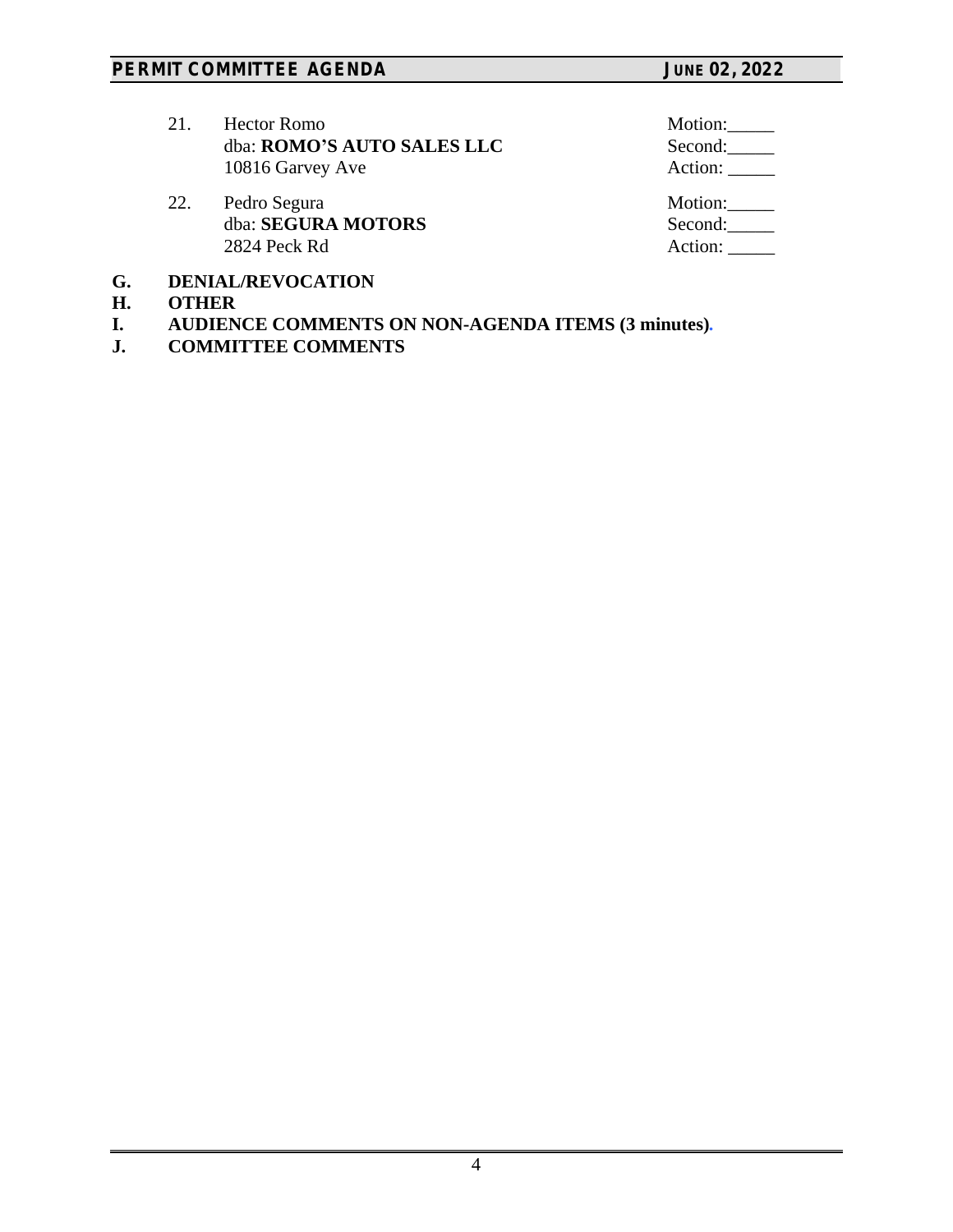21. Hector Romo
    dba: **ROMO'S AUTO SALES LLC**
    10816 Garvey Ave

    Motion:_____
    Second:_____
    Action: _____

22. Pedro Segura
    dba: **SEGURA MOTORS**
    2824 Peck Rd

    Motion:_____
    Second:_____
    Action: _____

**G. DENIAL/REVOCATION**

**H. OTHER**

**I. AUDIENCE COMMENTS ON NON-AGENDA ITEMS (3 minutes).**

**J. COMMITTEE COMMENTS**